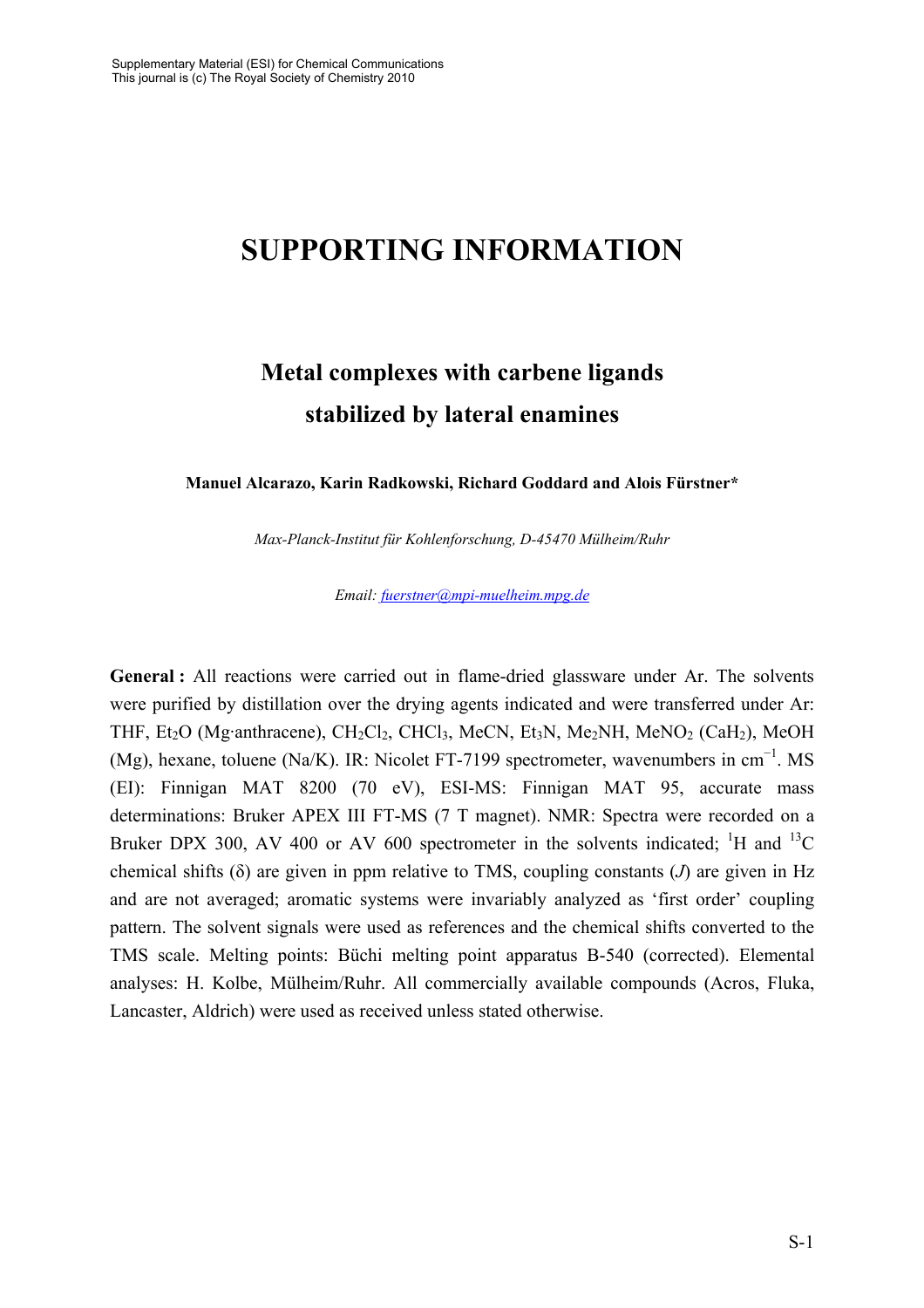# SUPPORTING INFORMATION

## Metal complexes with carbene ligands stabilized by lateral enamines

**Manuel Alcarazo, Karin Radkowski, Richard Goddard and Alois Fürstner***

*Max-Planck-Institut für Kohlenforschung, D-45470 Mülheim/Ruhr*

*Email: fuerstner@mpi-muelheim.mpg.de*

**General :** All reactions were carried out in flame-dried glassware under Ar. The solvents were purified by distillation over the drying agents indicated and were transferred under Ar: THF, $Et_2O$ (Mg·anthracene), $CH_2Cl_2$, $CHCl_3$, MeCN, $Et_3N$, $Me_2NH$, $MeNO_2$ ($CaH_2$), MeOH (Mg), hexane, toluene (Na/K). IR: Nicolet FT-7199 spectrometer, wavenumbers in $cm^{-1}$. MS (EI): Finnigan MAT 8200 (70 eV), ESI-MS: Finnigan MAT 95, accurate mass determinations: Bruker APEX III FT-MS (7 T magnet). NMR: Spectra were recorded on a Bruker DPX 300, AV 400 or AV 600 spectrometer in the solvents indicated; $^{1}H$ and $^{13}C$ chemical shifts (δ) are given in ppm relative to TMS, coupling constants (*J*) are given in Hz and are not averaged; aromatic systems were invariably analyzed as 'first order' coupling pattern. The solvent signals were used as references and the chemical shifts converted to the TMS scale. Melting points: Büchi melting point apparatus B-540 (corrected). Elemental analyses: H. Kolbe, Mülheim/Ruhr. All commercially available compounds (Acros, Fluka, Lancaster, Aldrich) were used as received unless stated otherwise.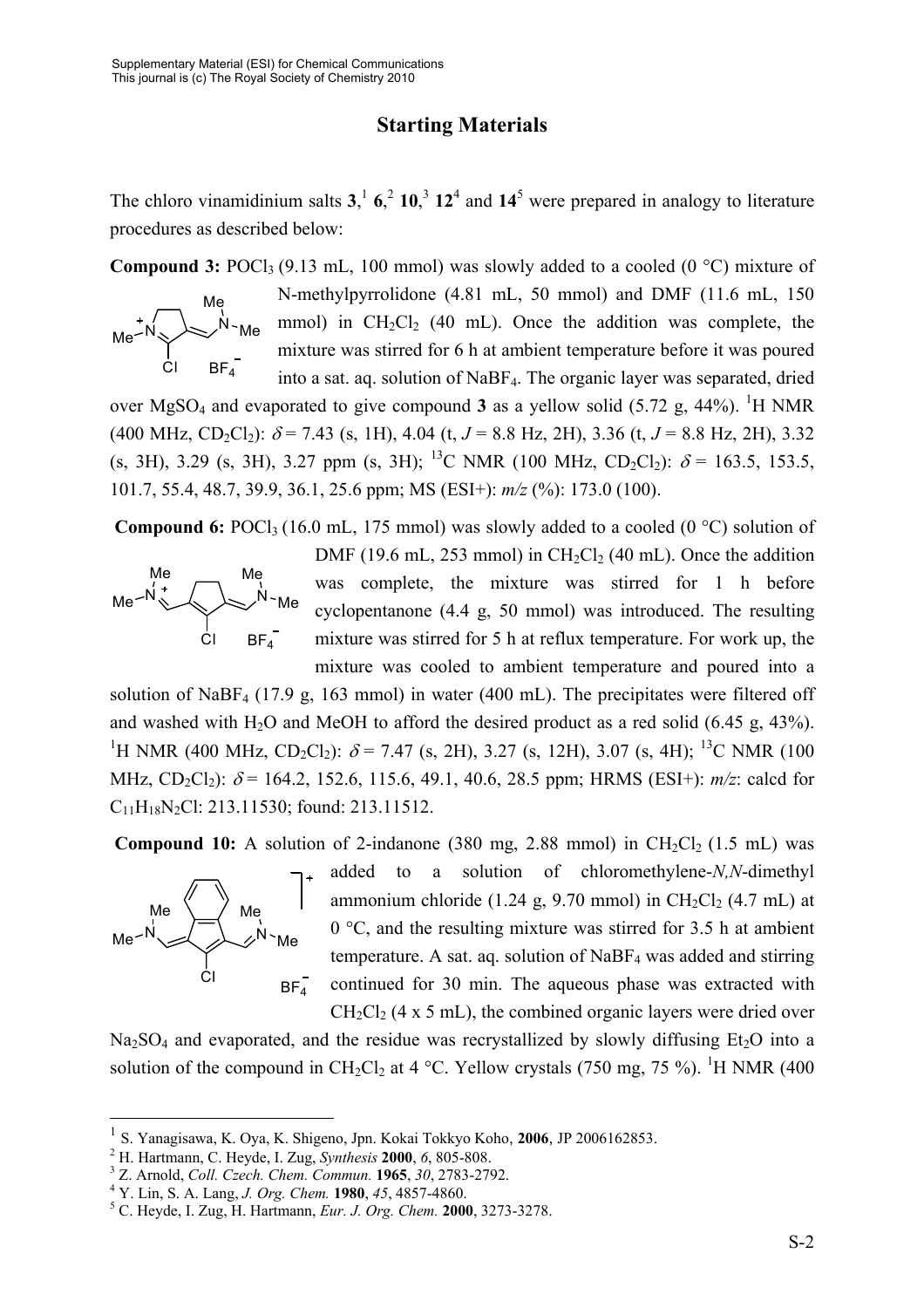# Starting Materials

The chloro vinamidinium salts **3**,[1] **6**,[2] **10**,[3] **12**[4] and **14**[5] were prepared in analogy to literature procedures as described below:

**Compound 3:** $POCl_3$ (9.13 mL, 100 mmol) was slowly added to a cooled (0 °C) mixture of N-methylpyrrolidone (4.81 mL, 50 mmol) and DMF (11.6 mL, 150 mmol) in $CH_2Cl_2$ (40 mL). Once the addition was complete, the mixture was stirred for 6 h at ambient temperature before it was poured into a sat. aq. solution of $NaBF_4$. The organic layer was separated, dried over $MgSO_4$ and evaporated to give compound **3** as a yellow solid (5.72 g, 44%). $^1$H NMR (400 MHz, $CD_2Cl_2$): $\delta$ = 7.43 (s, 1H), 4.04 (t, *J* = 8.8 Hz, 2H), 3.36 (t, *J* = 8.8 Hz, 2H), 3.32 (s, 3H), 3.29 (s, 3H), 3.27 ppm (s, 3H); $^{13}$C NMR (100 MHz, $CD_2Cl_2$): $\delta$ = 163.5, 153.5, 101.7, 55.4, 48.7, 39.9, 36.1, 25.6 ppm; MS (ESI+): *m/z* (%): 173.0 (100).

**Compound 6:** $POCl_3$ (16.0 mL, 175 mmol) was slowly added to a cooled (0 °C) solution of DMF (19.6 mL, 253 mmol) in $CH_2Cl_2$ (40 mL). Once the addition was complete, the mixture was stirred for 1 h before cyclopentanone (4.4 g, 50 mmol) was introduced. The resulting mixture was stirred for 5 h at reflux temperature. For work up, the mixture was cooled to ambient temperature and poured into a solution of $NaBF_4$ (17.9 g, 163 mmol) in water (400 mL). The precipitates were filtered off and washed with $H_2O$ and MeOH to afford the desired product as a red solid (6.45 g, 43%). $^1$H NMR (400 MHz, $CD_2Cl_2$): $\delta$ = 7.47 (s, 2H), 3.27 (s, 12H), 3.07 (s, 4H); $^{13}$C NMR (100 MHz, $CD_2Cl_2$): $\delta$ = 164.2, 152.6, 115.6, 49.1, 40.6, 28.5 ppm; HRMS (ESI+): *m/z*: calcd for $C_{11}H_{18}N_2Cl$: 213.11530; found: 213.11512.

**Compound 10:** A solution of 2-indanone (380 mg, 2.88 mmol) in $CH_2Cl_2$ (1.5 mL) was added to a solution of chloromethylene-*N,N*-dimethyl ammonium chloride (1.24 g, 9.70 mmol) in $CH_2Cl_2$ (4.7 mL) at 0 °C, and the resulting mixture was stirred for 3.5 h at ambient temperature. A sat. aq. solution of $NaBF_4$ was added and stirring continued for 30 min. The aqueous phase was extracted with $CH_2Cl_2$ (4 x 5 mL), the combined organic layers were dried over $Na_2SO_4$ and evaporated, and the residue was recrystallized by slowly diffusing $Et_2O$ into a solution of the compound in $CH_2Cl_2$ at 4 °C. Yellow crystals (750 mg, 75 %). $^1$H NMR (400

---

[1] S. Yanagisawa, K. Oya, K. Shigeno, Jpn. Kokai Tokkyo Koho, **2006**, JP 2006162853.

[2] H. Hartmann, C. Heyde, I. Zug, *Synthesis* **2000**, *6*, 805-808.

[3] Z. Arnold, *Coll. Czech. Chem. Commun.* **1965**, *30*, 2783-2792.

[4] Y. Lin, S. A. Lang, *J. Org. Chem.* **1980**, *45*, 4857-4860.

[5] C. Heyde, I. Zug, H. Hartmann, *Eur. J. Org. Chem.* **2000**, 3273-3278.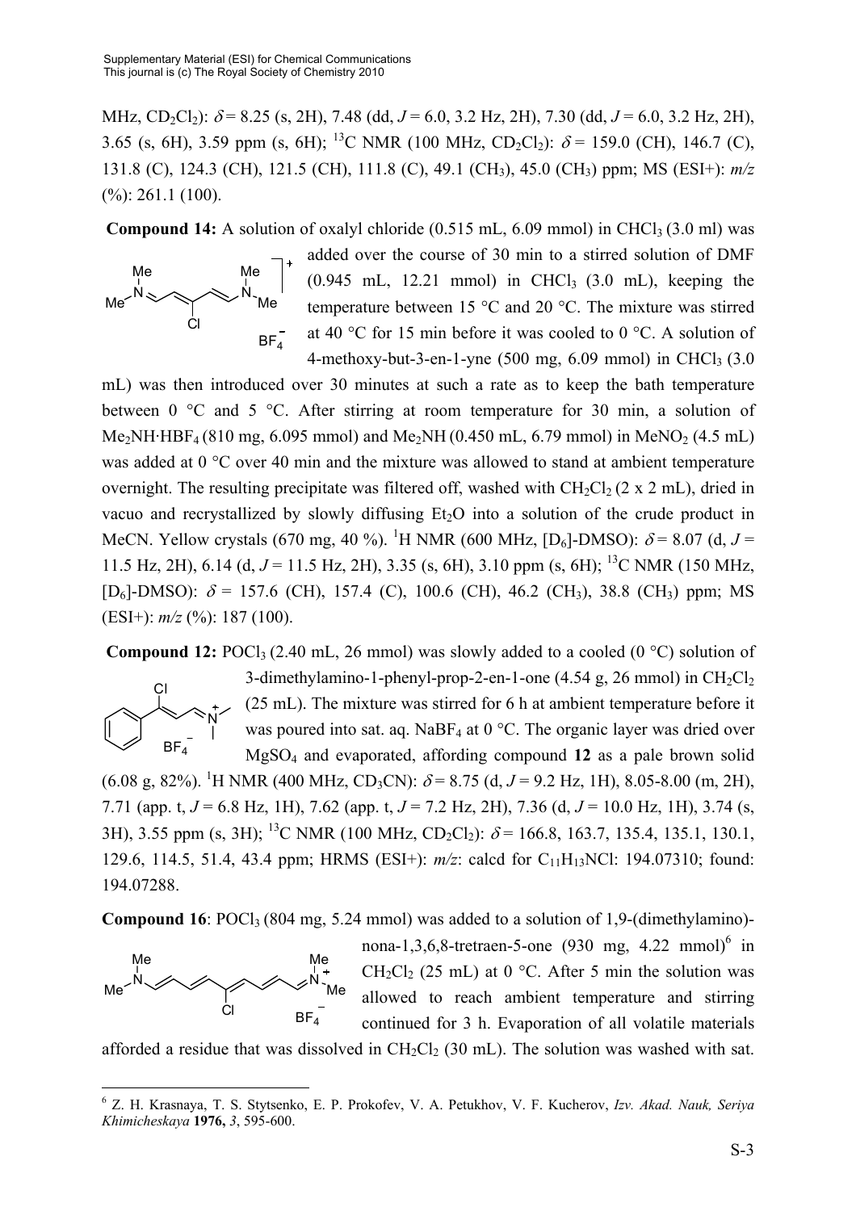MHz, $CD_2Cl_2$): $\delta$ = 8.25 (s, 2H), 7.48 (dd, $J$ = 6.0, 3.2 Hz, 2H), 7.30 (dd, $J$ = 6.0, 3.2 Hz, 2H), 3.65 (s, 6H), 3.59 ppm (s, 6H); $^{13}$C NMR (100 MHz, $CD_2Cl_2$): $\delta$ = 159.0 (CH), 146.7 (C), 131.8 (C), 124.3 (CH), 121.5 (CH), 111.8 (C), 49.1 ($CH_3$), 45.0 ($CH_3$) ppm; MS (ESI+): $m/z$ (%): 261.1 (100).

**Compound 14:** A solution of oxalyl chloride (0.515 mL, 6.09 mmol) in $CHCl_3$ (3.0 ml) was added over the course of 30 min to a stirred solution of DMF (0.945 mL, 12.21 mmol) in $CHCl_3$ (3.0 mL), keeping the temperature between 15 °C and 20 °C. The mixture was stirred at 40 °C for 15 min before it was cooled to 0 °C. A solution of 4-methoxy-but-3-en-1-yne (500 mg, 6.09 mmol) in $CHCl_3$ (3.0 mL) was then introduced over 30 minutes at such a rate as to keep the bath temperature between 0 °C and 5 °C. After stirring at room temperature for 30 min, a solution of $Me_2NH{\cdot}HBF_4$ (810 mg, 6.095 mmol) and $Me_2NH$ (0.450 mL, 6.79 mmol) in $MeNO_2$ (4.5 mL) was added at 0 °C over 40 min and the mixture was allowed to stand at ambient temperature overnight. The resulting precipitate was filtered off, washed with $CH_2Cl_2$ (2 x 2 mL), dried in vacuo and recrystallized by slowly diffusing $Et_2O$ into a solution of the crude product in MeCN. Yellow crystals (670 mg, 40 %). $^1$H NMR (600 MHz, [D$_6$]-DMSO): $\delta$ = 8.07 (d, $J$ = 11.5 Hz, 2H), 6.14 (d, $J$ = 11.5 Hz, 2H), 3.35 (s, 6H), 3.10 ppm (s, 6H); $^{13}$C NMR (150 MHz, [D$_6$]-DMSO): $\delta$ = 157.6 (CH), 157.4 (C), 100.6 (CH), 46.2 ($CH_3$), 38.8 ($CH_3$) ppm; MS (ESI+): $m/z$ (%): 187 (100).

**Compound 12:** $POCl_3$ (2.40 mL, 26 mmol) was slowly added to a cooled (0 °C) solution of 3-dimethylamino-1-phenyl-prop-2-en-1-one (4.54 g, 26 mmol) in $CH_2Cl_2$ (25 mL). The mixture was stirred for 6 h at ambient temperature before it was poured into sat. aq. $NaBF_4$ at 0 °C. The organic layer was dried over $MgSO_4$ and evaporated, affording compound **12** as a pale brown solid (6.08 g, 82%). $^1$H NMR (400 MHz, $CD_3CN$): $\delta$ = 8.75 (d, $J$ = 9.2 Hz, 1H), 8.05-8.00 (m, 2H), 7.71 (app. t, $J$ = 6.8 Hz, 1H), 7.62 (app. t, $J$ = 7.2 Hz, 2H), 7.36 (d, $J$ = 10.0 Hz, 1H), 3.74 (s, 3H), 3.55 ppm (s, 3H); $^{13}$C NMR (100 MHz, $CD_2Cl_2$): $\delta$ = 166.8, 163.7, 135.4, 135.1, 130.1, 129.6, 114.5, 51.4, 43.4 ppm; HRMS (ESI+): $m/z$: calcd for $C_{11}H_{13}NCl$: 194.07310; found: 194.07288.

**Compound 16**: $POCl_3$ (804 mg, 5.24 mmol) was added to a solution of 1,9-(dimethylamino)-nona-1,3,6,8-tretraen-5-one (930 mg, 4.22 mmol)[6] in $CH_2Cl_2$ (25 mL) at 0 °C. After 5 min the solution was allowed to reach ambient temperature and stirring continued for 3 h. Evaporation of all volatile materials afforded a residue that was dissolved in $CH_2Cl_2$ (30 mL). The solution was washed with sat.

---

[6] Z. H. Krasnaya, T. S. Stytsenko, E. P. Prokofev, V. A. Petukhov, V. F. Kucherov, *Izv. Akad. Nauk, Seriya Khimicheskaya* **1976,** *3*, 595-600.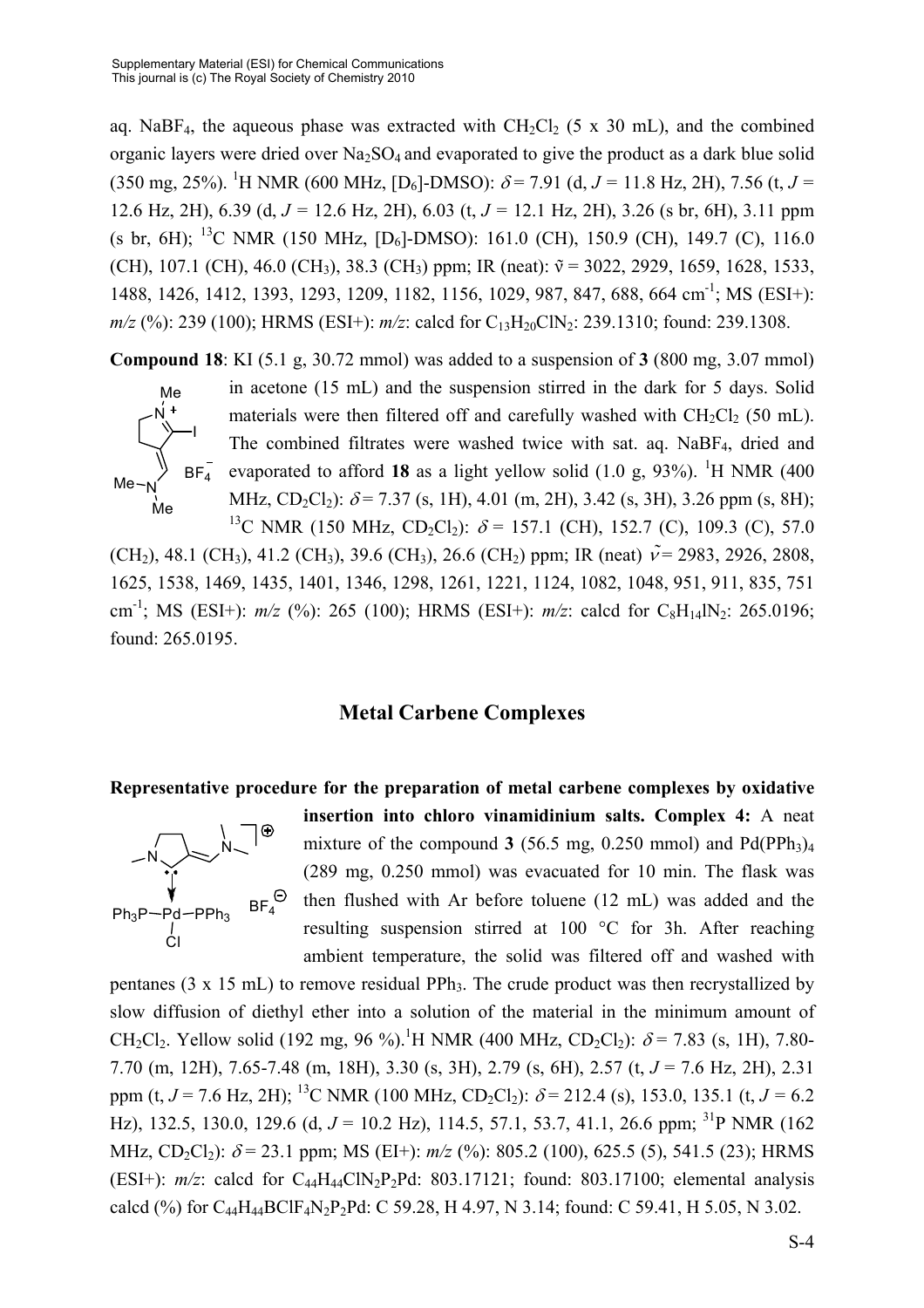aq. $NaBF_4$, the aqueous phase was extracted with $CH_2Cl_2$ (5 x 30 mL), and the combined organic layers were dried over $Na_2SO_4$ and evaporated to give the product as a dark blue solid (350 mg, 25%). $^1$H NMR (600 MHz, [D$_6$]-DMSO): $\delta$ = 7.91 (d, $J$ = 11.8 Hz, 2H), 7.56 (t, $J$ = 12.6 Hz, 2H), 6.39 (d, $J$ = 12.6 Hz, 2H), 6.03 (t, $J$ = 12.1 Hz, 2H), 3.26 (s br, 6H), 3.11 ppm (s br, 6H); $^{13}$C NMR (150 MHz, [D$_6$]-DMSO): 161.0 (CH), 150.9 (CH), 149.7 (C), 116.0 (CH), 107.1 (CH), 46.0 ($CH_3$), 38.3 ($CH_3$) ppm; IR (neat): $\tilde{\nu}$ = 3022, 2929, 1659, 1628, 1533, 1488, 1426, 1412, 1393, 1293, 1209, 1182, 1156, 1029, 987, 847, 688, 664 cm$^{-1}$; MS (ESI+): *m/z* (%): 239 (100); HRMS (ESI+): *m/z*: calcd for $C_{13}H_{20}ClN_2$: 239.1310; found: 239.1308.

**Compound 18**: KI (5.1 g, 30.72 mmol) was added to a suspension of **3** (800 mg, 3.07 mmol) in acetone (15 mL) and the suspension stirred in the dark for 5 days. Solid materials were then filtered off and carefully washed with $CH_2Cl_2$ (50 mL). The combined filtrates were washed twice with sat. aq. $NaBF_4$, dried and evaporated to afford **18** as a light yellow solid (1.0 g, 93%). $^1$H NMR (400 MHz, $CD_2Cl_2$): $\delta$ = 7.37 (s, 1H), 4.01 (m, 2H), 3.42 (s, 3H), 3.26 ppm (s, 8H); $^{13}$C NMR (150 MHz, $CD_2Cl_2$): $\delta$ = 157.1 (CH), 152.7 (C), 109.3 (C), 57.0 ($CH_2$), 48.1 ($CH_3$), 41.2 ($CH_3$), 39.6 ($CH_3$), 26.6 ($CH_2$) ppm; IR (neat) $\tilde{\nu}$ = 2983, 2926, 2808, 1625, 1538, 1469, 1435, 1401, 1346, 1298, 1261, 1221, 1124, 1082, 1048, 951, 911, 835, 751 cm$^{-1}$; MS (ESI+): *m/z* (%): 265 (100); HRMS (ESI+): *m/z*: calcd for $C_8H_{14}IN_2$: 265.0196; found: 265.0195.

## Metal Carbene Complexes

**Representative procedure for the preparation of metal carbene complexes by oxidative insertion into chloro vinamidinium salts. Complex 4:** A neat mixture of the compound **3** (56.5 mg, 0.250 mmol) and $Pd(PPh_3)_4$ (289 mg, 0.250 mmol) was evacuated for 10 min. The flask was then flushed with Ar before toluene (12 mL) was added and the resulting suspension stirred at 100 °C for 3h. After reaching ambient temperature, the solid was filtered off and washed with pentanes (3 x 15 mL) to remove residual $PPh_3$. The crude product was then recrystallized by slow diffusion of diethyl ether into a solution of the material in the minimum amount of $CH_2Cl_2$. Yellow solid (192 mg, 96 %).$^1$H NMR (400 MHz, $CD_2Cl_2$): $\delta$ = 7.83 (s, 1H), 7.80-7.70 (m, 12H), 7.65-7.48 (m, 18H), 3.30 (s, 3H), 2.79 (s, 6H), 2.57 (t, $J$ = 7.6 Hz, 2H), 2.31 ppm (t, $J$ = 7.6 Hz, 2H); $^{13}$C NMR (100 MHz, $CD_2Cl_2$): $\delta$ = 212.4 (s), 153.0, 135.1 (t, $J$ = 6.2 Hz), 132.5, 130.0, 129.6 (d, $J$ = 10.2 Hz), 114.5, 57.1, 53.7, 41.1, 26.6 ppm; $^{31}$P NMR (162 MHz, $CD_2Cl_2$): $\delta$ = 23.1 ppm; MS (EI+): *m/z* (%): 805.2 (100), 625.5 (5), 541.5 (23); HRMS (ESI+): *m/z*: calcd for $C_{44}H_{44}ClN_2P_2Pd$: 803.17121; found: 803.17100; elemental analysis calcd (%) for $C_{44}H_{44}BClF_4N_2P_2Pd$: C 59.28, H 4.97, N 3.14; found: C 59.41, H 5.05, N 3.02.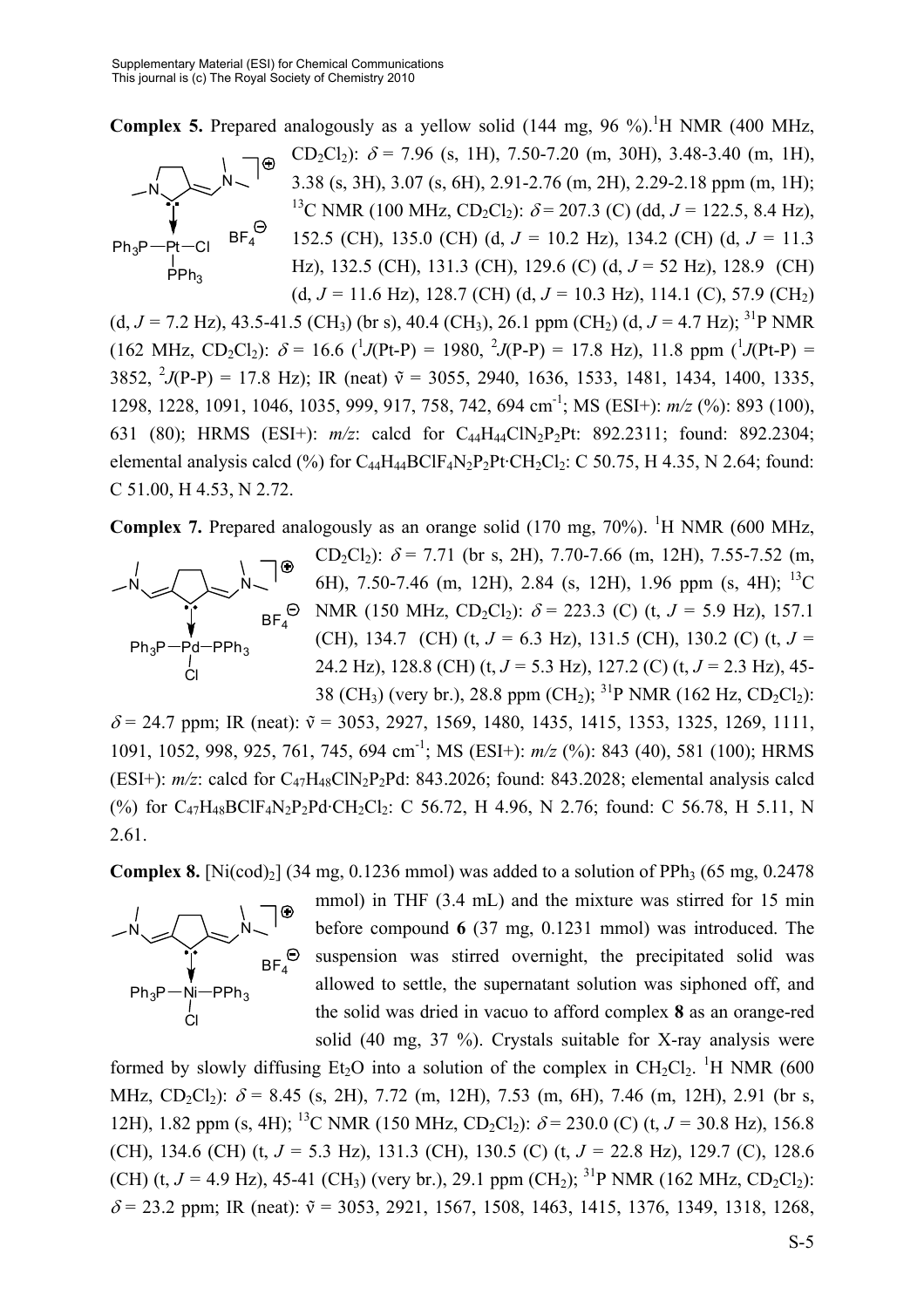**Complex 5.** Prepared analogously as a yellow solid (144 mg, 96 %).[1]H NMR (400 MHz, $CD_2Cl_2$): $\delta$ = 7.96 (s, 1H), 7.50-7.20 (m, 30H), 3.48-3.40 (m, 1H), 3.38 (s, 3H), 3.07 (s, 6H), 2.91-2.76 (m, 2H), 2.29-2.18 ppm (m, 1H); [13]C NMR (100 MHz, $CD_2Cl_2$): $\delta$ = 207.3 (C) (dd, *J* = 122.5, 8.4 Hz), 152.5 (CH), 135.0 (CH) (d, *J* = 10.2 Hz), 134.2 (CH) (d, *J* = 11.3 Hz), 132.5 (CH), 131.3 (CH), 129.6 (C) (d, *J* = 52 Hz), 128.9 (CH) (d, *J* = 11.6 Hz), 128.7 (CH) (d, *J* = 10.3 Hz), 114.1 (C), 57.9 ($CH_2$) (d, *J* = 7.2 Hz), 43.5-41.5 ($CH_3$) (br s), 40.4 ($CH_3$), 26.1 ppm ($CH_2$) (d, *J* = 4.7 Hz); [31]P NMR (162 MHz, $CD_2Cl_2$): $\delta$ = 16.6 ($^1J$(Pt-P) = 1980, $^2J$(P-P) = 17.8 Hz), 11.8 ppm ($^1J$(Pt-P) = 3852, $^2J$(P-P) = 17.8 Hz); IR (neat) ṽ = 3055, 2940, 1636, 1533, 1481, 1434, 1400, 1335, 1298, 1228, 1091, 1046, 1035, 999, 917, 758, 742, 694 $cm^{-1}$; MS (ESI+): *m/z* (%): 893 (100), 631 (80); HRMS (ESI+): *m/z*: calcd for $C_{44}H_{44}ClN_2P_2Pt$: 892.2311; found: 892.2304; elemental analysis calcd (%) for $C_{44}H_{44}BClF_4N_2P_2Pt{\cdot}CH_2Cl_2$: C 50.75, H 4.35, N 2.64; found: C 51.00, H 4.53, N 2.72.

**Complex 7.** Prepared analogously as an orange solid (170 mg, 70%). [1]H NMR (600 MHz, $CD_2Cl_2$): $\delta$ = 7.71 (br s, 2H), 7.70-7.66 (m, 12H), 7.55-7.52 (m, 6H), 7.50-7.46 (m, 12H), 2.84 (s, 12H), 1.96 ppm (s, 4H); [13]C NMR (150 MHz, $CD_2Cl_2$): $\delta$ = 223.3 (C) (t, *J* = 5.9 Hz), 157.1 (CH), 134.7 (CH) (t, *J* = 6.3 Hz), 131.5 (CH), 130.2 (C) (t, *J* = 24.2 Hz), 128.8 (CH) (t, *J* = 5.3 Hz), 127.2 (C) (t, *J* = 2.3 Hz), 45-38 ($CH_3$) (very br.), 28.8 ppm ($CH_2$); [31]P NMR (162 Hz, $CD_2Cl_2$): $\delta$ = 24.7 ppm; IR (neat): ṽ = 3053, 2927, 1569, 1480, 1435, 1415, 1353, 1325, 1269, 1111, 1091, 1052, 998, 925, 761, 745, 694 $cm^{-1}$; MS (ESI+): *m/z* (%): 843 (40), 581 (100); HRMS (ESI+): *m/z*: calcd for $C_{47}H_{48}ClN_2P_2Pd$: 843.2026; found: 843.2028; elemental analysis calcd (%) for $C_{47}H_{48}BClF_4N_2P_2Pd{\cdot}CH_2Cl_2$: C 56.72, H 4.96, N 2.76; found: C 56.78, H 5.11, N 2.61.

**Complex 8.** [Ni(cod)$_2$] (34 mg, 0.1236 mmol) was added to a solution of $PPh_3$ (65 mg, 0.2478 mmol) in THF (3.4 mL) and the mixture was stirred for 15 min before compound **6** (37 mg, 0.1231 mmol) was introduced. The suspension was stirred overnight, the precipitated solid was allowed to settle, the supernatant solution was siphoned off, and the solid was dried in vacuo to afford complex **8** as an orange-red solid (40 mg, 37 %). Crystals suitable for X-ray analysis were formed by slowly diffusing $Et_2O$ into a solution of the complex in $CH_2Cl_2$. [1]H NMR (600 MHz, $CD_2Cl_2$): $\delta$ = 8.45 (s, 2H), 7.72 (m, 12H), 7.53 (m, 6H), 7.46 (m, 12H), 2.91 (br s, 12H), 1.82 ppm (s, 4H); [13]C NMR (150 MHz, $CD_2Cl_2$): $\delta$ = 230.0 (C) (t, *J* = 30.8 Hz), 156.8 (CH), 134.6 (CH) (t, *J* = 5.3 Hz), 131.3 (CH), 130.5 (C) (t, *J* = 22.8 Hz), 129.7 (C), 128.6 (CH) (t, *J* = 4.9 Hz), 45-41 ($CH_3$) (very br.), 29.1 ppm ($CH_2$); [31]P NMR (162 MHz, $CD_2Cl_2$): $\delta$ = 23.2 ppm; IR (neat): ṽ = 3053, 2921, 1567, 1508, 1463, 1415, 1376, 1349, 1318, 1268,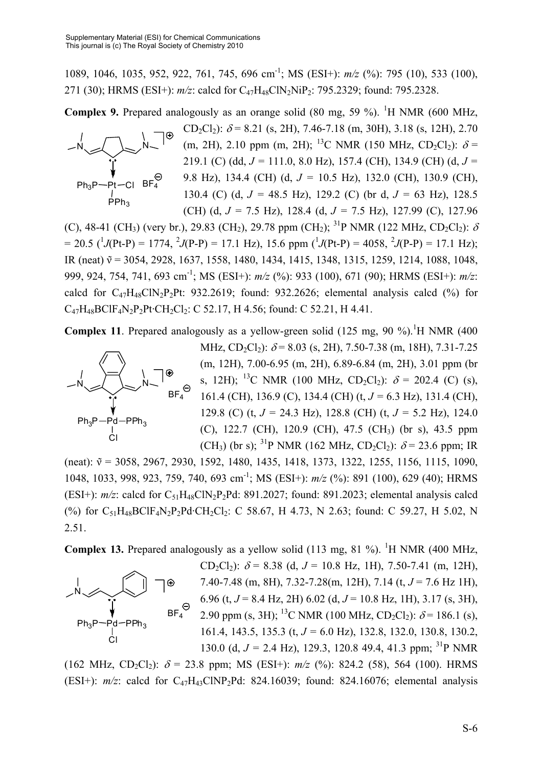1089, 1046, 1035, 952, 922, 761, 745, 696 cm$^{-1}$; MS (ESI+): *m/z* (%): 795 (10), 533 (100), 271 (30); HRMS (ESI+): *m/z*: calcd for $C_{47}H_{48}ClN_2NiP_2$: 795.2329; found: 795.2328.

**Complex 9.** Prepared analogously as an orange solid (80 mg, 59 %). $^1$H NMR (600 MHz, $CD_2Cl_2$): $\delta$ = 8.21 (s, 2H), 7.46-7.18 (m, 30H), 3.18 (s, 12H), 2.70 (m, 2H), 2.10 ppm (m, 2H); $^{13}$C NMR (150 MHz, $CD_2Cl_2$): $\delta$ = 219.1 (C) (dd, *J* = 111.0, 8.0 Hz), 157.4 (CH), 134.9 (CH) (d, *J* = 9.8 Hz), 134.4 (CH) (d, *J* = 10.5 Hz), 132.0 (CH), 130.9 (CH), 130.4 (C) (d, *J* = 48.5 Hz), 129.2 (C) (br d, *J* = 63 Hz), 128.5 (CH) (d, *J* = 7.5 Hz), 128.4 (d, *J* = 7.5 Hz), 127.99 (C), 127.96 (C), 48-41 ($CH_3$) (very br.), 29.83 ($CH_2$), 29.78 ppm ($CH_2$); $^{31}$P NMR (122 MHz, $CD_2Cl_2$): $\delta$ = 20.5 ($^1J$(Pt-P) = 1774, $^2J$(P-P) = 17.1 Hz), 15.6 ppm ($^1J$(Pt-P) = 4058, $^2J$(P-P) = 17.1 Hz); IR (neat) $\tilde{\nu}$ = 3054, 2928, 1637, 1558, 1480, 1434, 1415, 1348, 1315, 1259, 1214, 1088, 1048, 999, 924, 754, 741, 693 cm$^{-1}$; MS (ESI+): *m/z* (%): 933 (100), 671 (90); HRMS (ESI+): *m/z*: calcd for $C_{47}H_{48}ClN_2P_2Pt$: 932.2619; found: 932.2626; elemental analysis calcd (%) for $C_{47}H_{48}BClF_4N_2P_2Pt{\cdot}CH_2Cl_2$: C 52.17, H 4.56; found: C 52.21, H 4.41.

**Complex 11**. Prepared analogously as a yellow-green solid (125 mg, 90 %). $^1$H NMR (400 MHz, $CD_2Cl_2$): $\delta$ = 8.03 (s, 2H), 7.50-7.38 (m, 18H), 7.31-7.25 (m, 12H), 7.00-6.95 (m, 2H), 6.89-6.84 (m, 2H), 3.01 ppm (br s, 12H); $^{13}$C NMR (100 MHz, $CD_2Cl_2$): $\delta$ = 202.4 (C) (s), 161.4 (CH), 136.9 (C), 134.4 (CH) (t, *J* = 6.3 Hz), 131.4 (CH), 129.8 (C) (t, *J* = 24.3 Hz), 128.8 (CH) (t, *J* = 5.2 Hz), 124.0 (C), 122.7 (CH), 120.9 (CH), 47.5 ($CH_3$) (br s), 43.5 ppm ($CH_3$) (br s); $^{31}$P NMR (162 MHz, $CD_2Cl_2$): $\delta$ = 23.6 ppm; IR (neat): $\tilde{\nu}$ = 3058, 2967, 2930, 1592, 1480, 1435, 1418, 1373, 1322, 1255, 1156, 1115, 1090, 1048, 1033, 998, 923, 759, 740, 693 cm$^{-1}$; MS (ESI+): *m/z* (%): 891 (100), 629 (40); HRMS (ESI+): *m/z*: calcd for $C_{51}H_{48}ClN_2P_2Pd$: 891.2027; found: 891.2023; elemental analysis calcd (%) for $C_{51}H_{48}BClF_4N_2P_2Pd{\cdot}CH_2Cl_2$: C 58.67, H 4.73, N 2.63; found: C 59.27, H 5.02, N 2.51.

**Complex 13.** Prepared analogously as a yellow solid (113 mg, 81 %). $^1$H NMR (400 MHz, $CD_2Cl_2$): $\delta$ = 8.38 (d, *J* = 10.8 Hz, 1H), 7.50-7.41 (m, 12H), 7.40-7.48 (m, 8H), 7.32-7.28(m, 12H), 7.14 (t, *J* = 7.6 Hz 1H), 6.96 (t, *J* = 8.4 Hz, 2H) 6.02 (d, *J* = 10.8 Hz, 1H), 3.17 (s, 3H), 2.90 ppm (s, 3H); $^{13}$C NMR (100 MHz, $CD_2Cl_2$): $\delta$ = 186.1 (s), 161.4, 143.5, 135.3 (t, *J* = 6.0 Hz), 132.8, 132.0, 130.8, 130.2, 130.0 (d, *J* = 2.4 Hz), 129.3, 120.8 49.4, 41.3 ppm; $^{31}$P NMR (162 MHz, $CD_2Cl_2$): $\delta$ = 23.8 ppm; MS (ESI+): *m/z* (%): 824.2 (58), 564 (100). HRMS (ESI+): *m/z*: calcd for $C_{47}H_{43}ClNP_2Pd$: 824.16039; found: 824.16076; elemental analysis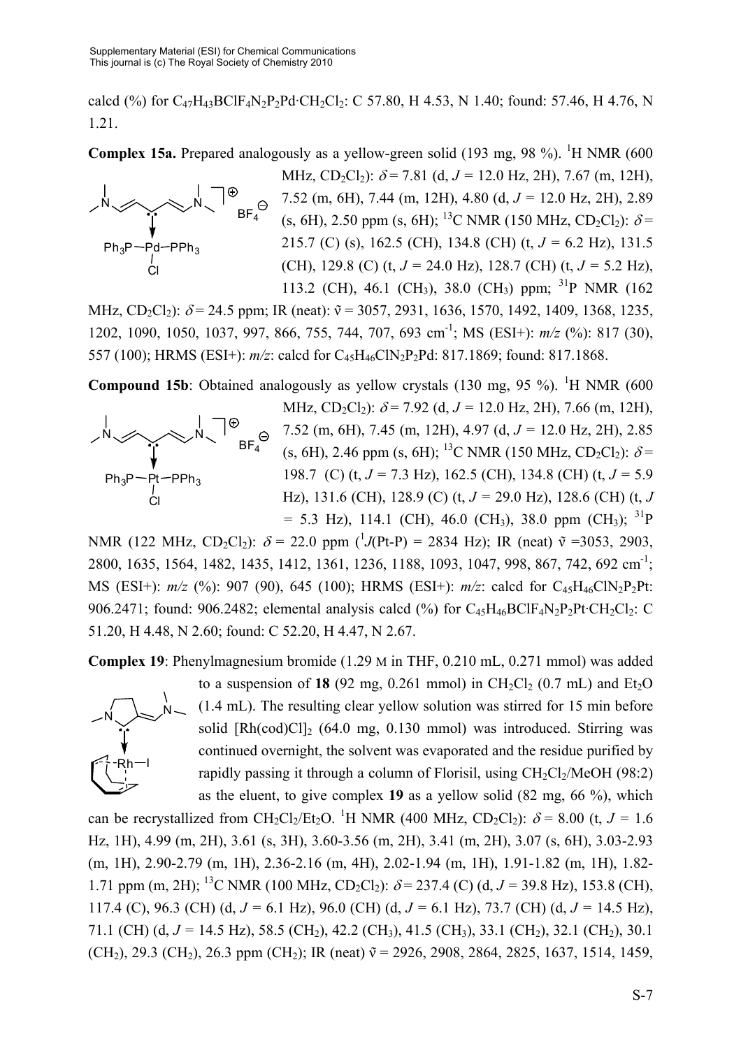calcd (%) for $C_{47}H_{43}BClF_4N_2P_2Pd\cdot CH_2Cl_2$: C 57.80, H 4.53, N 1.40; found: 57.46, H 4.76, N 1.21.

**Complex 15a.** Prepared analogously as a yellow-green solid (193 mg, 98 %). $^1$H NMR (600 MHz, $CD_2Cl_2$): $\delta$ = 7.81 (d, $J$ = 12.0 Hz, 2H), 7.67 (m, 12H), 7.52 (m, 6H), 7.44 (m, 12H), 4.80 (d, $J$ = 12.0 Hz, 2H), 2.89 (s, 6H), 2.50 ppm (s, 6H); $^{13}$C NMR (150 MHz, $CD_2Cl_2$): $\delta$ = 215.7 (C) (s), 162.5 (CH), 134.8 (CH) (t, $J$ = 6.2 Hz), 131.5 (CH), 129.8 (C) (t, $J$ = 24.0 Hz), 128.7 (CH) (t, $J$ = 5.2 Hz), 113.2 (CH), 46.1 ($CH_3$), 38.0 ($CH_3$) ppm; $^{31}$P NMR (162 MHz, $CD_2Cl_2$): $\delta$ = 24.5 ppm; IR (neat): ṽ = 3057, 2931, 1636, 1570, 1492, 1409, 1368, 1235, 1202, 1090, 1050, 1037, 997, 866, 755, 744, 707, 693 cm$^{-1}$; MS (ESI+): $m/z$ (%): 817 (30), 557 (100); HRMS (ESI+): $m/z$: calcd for $C_{45}H_{46}ClN_2P_2Pd$: 817.1869; found: 817.1868.

**Compound 15b**: Obtained analogously as yellow crystals (130 mg, 95 %). $^1$H NMR (600 MHz, $CD_2Cl_2$): $\delta$ = 7.92 (d, $J$ = 12.0 Hz, 2H), 7.66 (m, 12H), 7.52 (m, 6H), 7.45 (m, 12H), 4.97 (d, $J$ = 12.0 Hz, 2H), 2.85 (s, 6H), 2.46 ppm (s, 6H); $^{13}$C NMR (150 MHz, $CD_2Cl_2$): $\delta$ = 198.7 (C) (t, $J$ = 7.3 Hz), 162.5 (CH), 134.8 (CH) (t, $J$ = 5.9 Hz), 131.6 (CH), 128.9 (C) (t, $J$ = 29.0 Hz), 128.6 (CH) (t, $J$ = 5.3 Hz), 114.1 (CH), 46.0 ($CH_3$), 38.0 ppm ($CH_3$); $^{31}$P NMR (122 MHz, $CD_2Cl_2$): $\delta$ = 22.0 ppm ($^1J$(Pt-P) = 2834 Hz); IR (neat) ṽ =3053, 2903, 2800, 1635, 1564, 1482, 1435, 1412, 1361, 1236, 1188, 1093, 1047, 998, 867, 742, 692 cm$^{-1}$; MS (ESI+): $m/z$ (%): 907 (90), 645 (100); HRMS (ESI+): $m/z$: calcd for $C_{45}H_{46}ClN_2P_2Pt$: 906.2471; found: 906.2482; elemental analysis calcd (%) for $C_{45}H_{46}BClF_4N_2P_2Pt\cdot CH_2Cl_2$: C 51.20, H 4.48, N 2.60; found: C 52.20, H 4.47, N 2.67.

**Complex 19**: Phenylmagnesium bromide (1.29 M in THF, 0.210 mL, 0.271 mmol) was added to a suspension of **18** (92 mg, 0.261 mmol) in $CH_2Cl_2$ (0.7 mL) and $Et_2O$ (1.4 mL). The resulting clear yellow solution was stirred for 15 min before solid $[Rh(cod)Cl]_2$ (64.0 mg, 0.130 mmol) was introduced. Stirring was continued overnight, the solvent was evaporated and the residue purified by rapidly passing it through a column of Florisil, using $CH_2Cl_2$/MeOH (98:2) as the eluent, to give complex **19** as a yellow solid (82 mg, 66 %), which can be recrystallized from $CH_2Cl_2/Et_2O$. $^1$H NMR (400 MHz, $CD_2Cl_2$): $\delta$ = 8.00 (t, $J$ = 1.6 Hz, 1H), 4.99 (m, 2H), 3.61 (s, 3H), 3.60-3.56 (m, 2H), 3.41 (m, 2H), 3.07 (s, 6H), 3.03-2.93 (m, 1H), 2.90-2.79 (m, 1H), 2.36-2.16 (m, 4H), 2.02-1.94 (m, 1H), 1.91-1.82 (m, 1H), 1.82-1.71 ppm (m, 2H); $^{13}$C NMR (100 MHz, $CD_2Cl_2$): $\delta$ = 237.4 (C) (d, $J$ = 39.8 Hz), 153.8 (CH), 117.4 (C), 96.3 (CH) (d, $J$ = 6.1 Hz), 96.0 (CH) (d, $J$ = 6.1 Hz), 73.7 (CH) (d, $J$ = 14.5 Hz), 71.1 (CH) (d, $J$ = 14.5 Hz), 58.5 ($CH_2$), 42.2 ($CH_3$), 41.5 ($CH_3$), 33.1 ($CH_2$), 32.1 ($CH_2$), 30.1 ($CH_2$), 29.3 ($CH_2$), 26.3 ppm ($CH_2$); IR (neat) ṽ = 2926, 2908, 2864, 2825, 1637, 1514, 1459,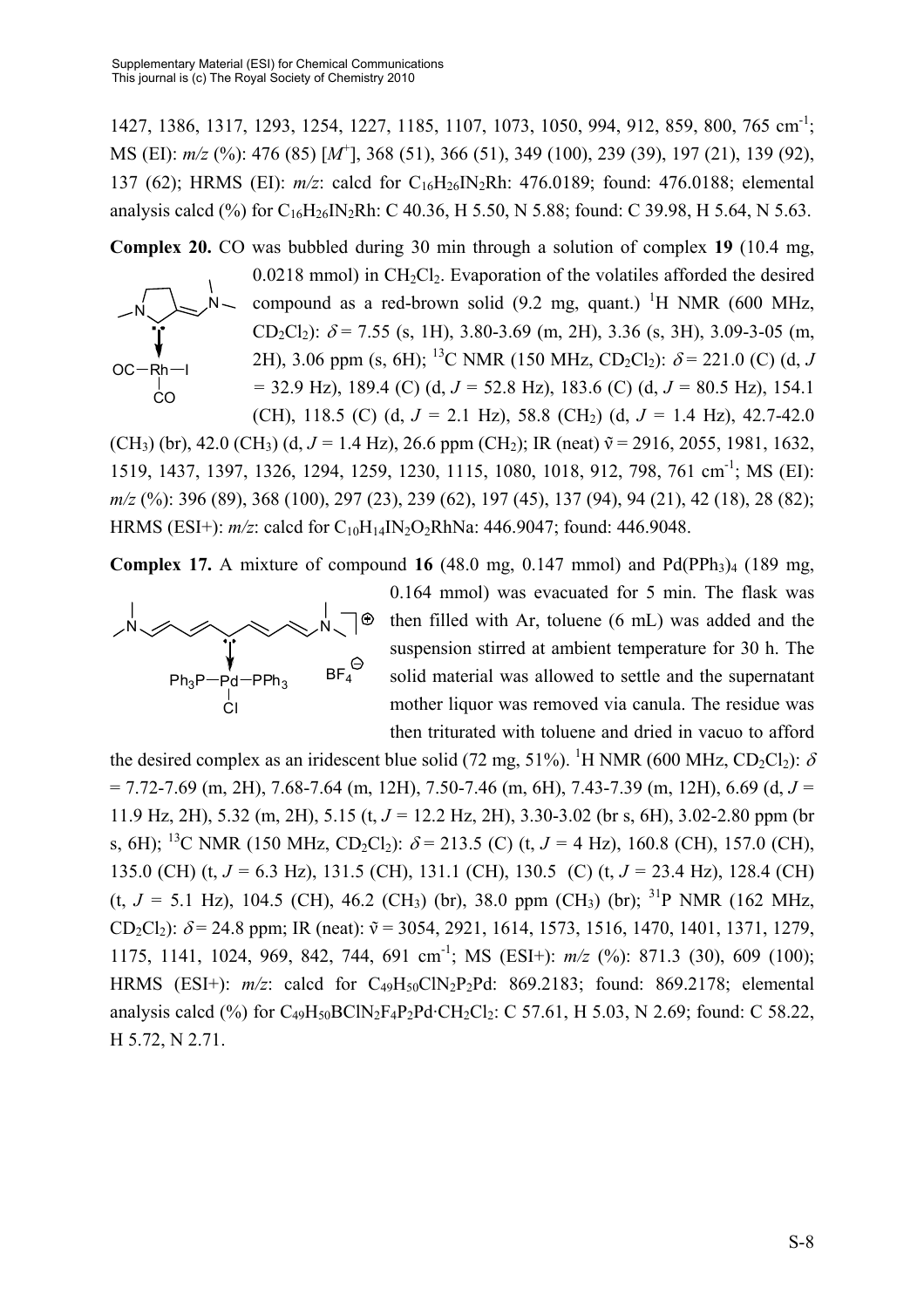1427, 1386, 1317, 1293, 1254, 1227, 1185, 1107, 1073, 1050, 994, 912, 859, 800, 765 cm$^{-1}$; MS (EI): *m/z* (%): 476 (85) [$M^+$], 368 (51), 366 (51), 349 (100), 239 (39), 197 (21), 139 (92), 137 (62); HRMS (EI): *m/z*: calcd for $C_{16}H_{26}IN_2Rh$: 476.0189; found: 476.0188; elemental analysis calcd (%) for $C_{16}H_{26}IN_2Rh$: C 40.36, H 5.50, N 5.88; found: C 39.98, H 5.64, N 5.63.

**Complex 20.** CO was bubbled during 30 min through a solution of complex **19** (10.4 mg, 0.0218 mmol) in $CH_2Cl_2$. Evaporation of the volatiles afforded the desired compound as a red-brown solid (9.2 mg, quant.) $^1$H NMR (600 MHz, $CD_2Cl_2$): $\delta$ = 7.55 (s, 1H), 3.80-3.69 (m, 2H), 3.36 (s, 3H), 3.09-3-05 (m, 2H), 3.06 ppm (s, 6H); $^{13}$C NMR (150 MHz, $CD_2Cl_2$): $\delta$ = 221.0 (C) (d, *J* = 32.9 Hz), 189.4 (C) (d, *J* = 52.8 Hz), 183.6 (C) (d, *J* = 80.5 Hz), 154.1 (CH), 118.5 (C) (d, *J* = 2.1 Hz), 58.8 ($CH_2$) (d, *J* = 1.4 Hz), 42.7-42.0 ($CH_3$) (br), 42.0 ($CH_3$) (d, *J* = 1.4 Hz), 26.6 ppm ($CH_2$); IR (neat) ṽ = 2916, 2055, 1981, 1632, 1519, 1437, 1397, 1326, 1294, 1259, 1230, 1115, 1080, 1018, 912, 798, 761 cm$^{-1}$; MS (EI): *m/z* (%): 396 (89), 368 (100), 297 (23), 239 (62), 197 (45), 137 (94), 94 (21), 42 (18), 28 (82); HRMS (ESI+): *m/z*: calcd for $C_{10}H_{14}IN_2O_2RhNa$: 446.9047; found: 446.9048.

**Complex 17.** A mixture of compound **16** (48.0 mg, 0.147 mmol) and $Pd(PPh_3)_4$ (189 mg, 0.164 mmol) was evacuated for 5 min. The flask was then filled with Ar, toluene (6 mL) was added and the suspension stirred at ambient temperature for 30 h. The solid material was allowed to settle and the supernatant mother liquor was removed via canula. The residue was then triturated with toluene and dried in vacuo to afford the desired complex as an iridescent blue solid (72 mg, 51%). $^1$H NMR (600 MHz, $CD_2Cl_2$): $\delta$ = 7.72-7.69 (m, 2H), 7.68-7.64 (m, 12H), 7.50-7.46 (m, 6H), 7.43-7.39 (m, 12H), 6.69 (d, *J* = 11.9 Hz, 2H), 5.32 (m, 2H), 5.15 (t, *J* = 12.2 Hz, 2H), 3.30-3.02 (br s, 6H), 3.02-2.80 ppm (br s, 6H); $^{13}$C NMR (150 MHz, $CD_2Cl_2$): $\delta$ = 213.5 (C) (t, *J* = 4 Hz), 160.8 (CH), 157.0 (CH), 135.0 (CH) (t, *J* = 6.3 Hz), 131.5 (CH), 131.1 (CH), 130.5 (C) (t, *J* = 23.4 Hz), 128.4 (CH) (t, *J* = 5.1 Hz), 104.5 (CH), 46.2 ($CH_3$) (br), 38.0 ppm ($CH_3$) (br); $^{31}$P NMR (162 MHz, $CD_2Cl_2$): $\delta$ = 24.8 ppm; IR (neat): ṽ = 3054, 2921, 1614, 1573, 1516, 1470, 1401, 1371, 1279, 1175, 1141, 1024, 969, 842, 744, 691 cm$^{-1}$; MS (ESI+): *m/z* (%): 871.3 (30), 609 (100); HRMS (ESI+): *m/z*: calcd for $C_{49}H_{50}ClN_2P_2Pd$: 869.2183; found: 869.2178; elemental analysis calcd (%) for $C_{49}H_{50}BClN_2F_4P_2Pd{\cdot}CH_2Cl_2$: C 57.61, H 5.03, N 2.69; found: C 58.22, H 5.72, N 2.71.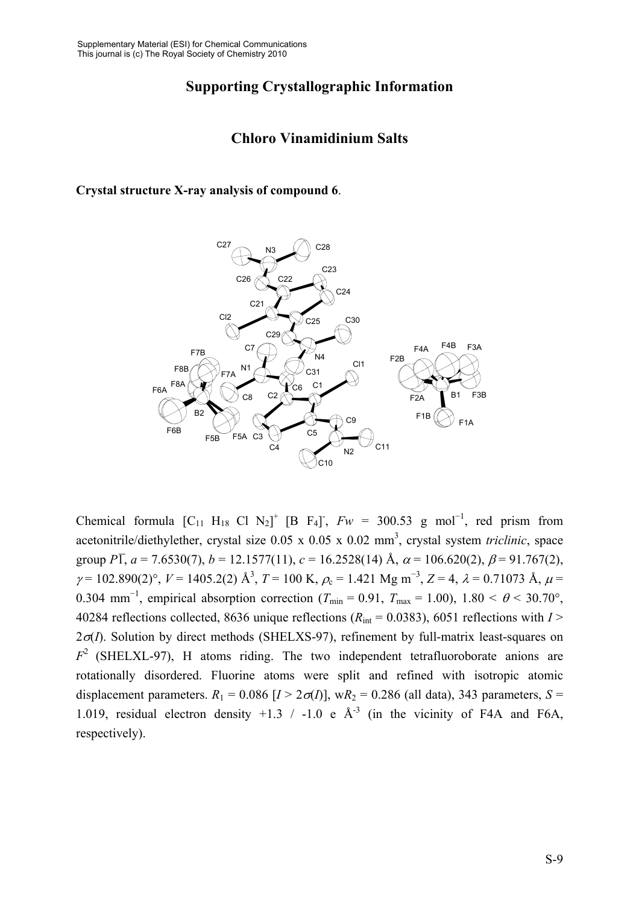## Supporting Crystallographic Information

## Chloro Vinamidinium Salts

**Crystal structure X-ray analysis of compound 6**.

Chemical formula $[C_{11}\ H_{18}\ Cl\ N_2]^+\ [B\ F_4]^-$, $Fw$ = 300.53 g mol$^{-1}$, red prism from acetonitrile/diethylether, crystal size 0.05 x 0.05 x 0.02 mm$^3$, crystal system *triclinic*, space group $P\bar{1}$, $a$ = 7.6530(7), $b$ = 12.1577(11), $c$ = 16.2528(14) Å, $\alpha$ = 106.620(2), $\beta$ = 91.767(2), $\gamma$ = 102.890(2)°, $V$ = 1405.2(2) Å$^3$, $T$ = 100 K, $\rho_c$ = 1.421 Mg m$^{-3}$, $Z$ = 4, $\lambda$ = 0.71073 Å, $\mu$ = 0.304 mm$^{-1}$, empirical absorption correction ($T_{min}$ = 0.91, $T_{max}$ = 1.00), 1.80 < $\theta$ < 30.70°, 40284 reflections collected, 8636 unique reflections ($R_{int}$ = 0.0383), 6051 reflections with $I > 2\sigma(I)$. Solution by direct methods (SHELXS-97), refinement by full-matrix least-squares on $F^2$ (SHELXL-97), H atoms riding. The two independent tetrafluoroborate anions are rotationally disordered. Fluorine atoms were split and refined with isotropic atomic displacement parameters. $R_1$ = 0.086 [$I > 2\sigma(I)$], w$R_2$ = 0.286 (all data), 343 parameters, $S$ = 1.019, residual electron density +1.3 / -1.0 e Å$^{-3}$ (in the vicinity of F4A and F6A, respectively).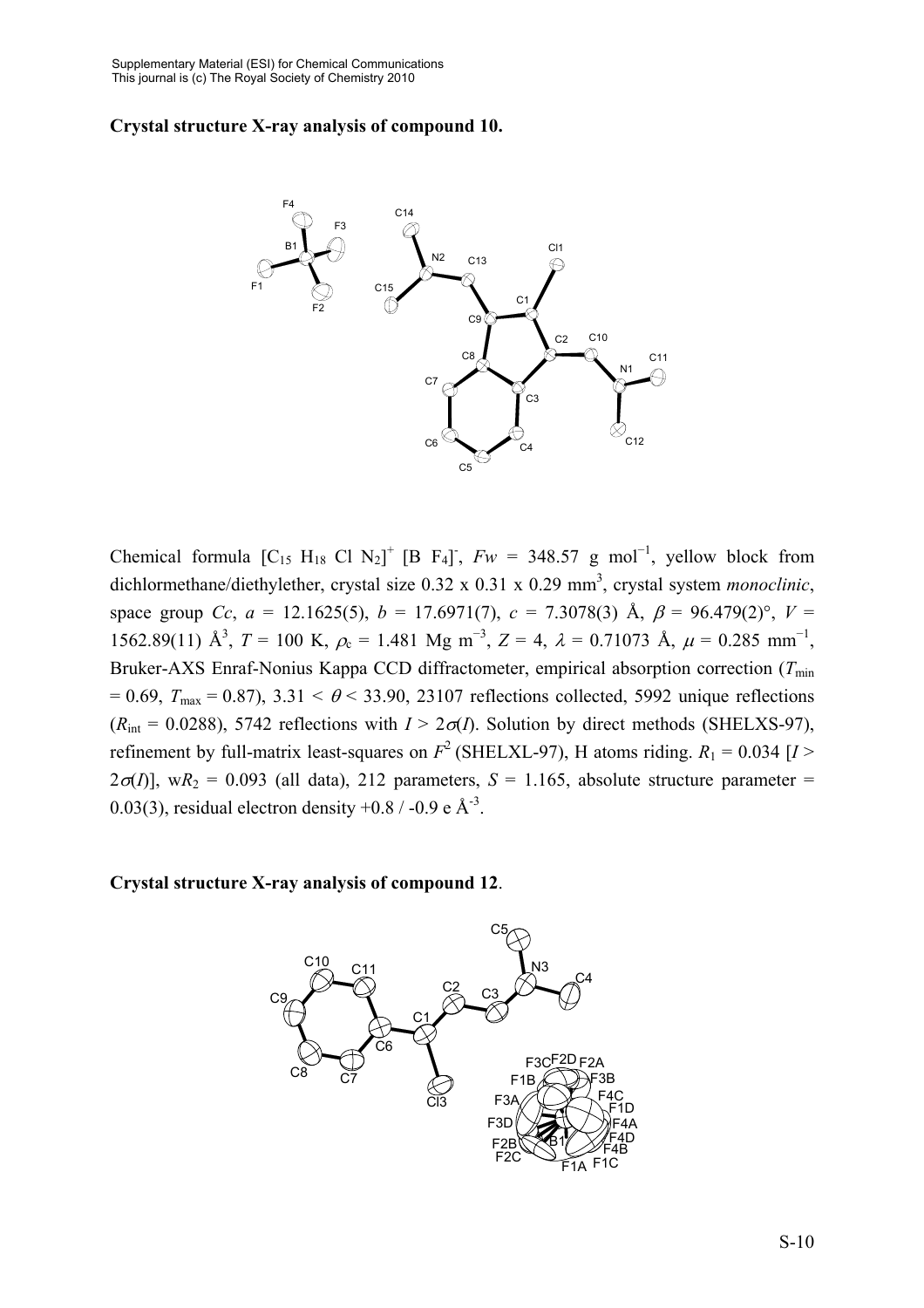**Crystal structure X-ray analysis of compound 10.**

Chemical formula $[C_{15} H_{18} Cl N_2]^+ [B F_4]^-$, $Fw$ = 348.57 g mol$^{-1}$, yellow block from dichlormethane/diethylether, crystal size 0.32 x 0.31 x 0.29 mm$^3$, crystal system *monoclinic*, space group *Cc*, $a$ = 12.1625(5), $b$ = 17.6971(7), $c$ = 7.3078(3) Å, $\beta$ = 96.479(2)°, $V$ = 1562.89(11) Å$^3$, $T$ = 100 K, $\rho_c$ = 1.481 Mg m$^{-3}$, $Z$ = 4, $\lambda$ = 0.71073 Å, $\mu$ = 0.285 mm$^{-1}$, Bruker-AXS Enraf-Nonius Kappa CCD diffractometer, empirical absorption correction ($T_{min}$ = 0.69, $T_{max}$ = 0.87), 3.31 < $\theta$ < 33.90, 23107 reflections collected, 5992 unique reflections ($R_{int}$ = 0.0288), 5742 reflections with $I > 2\sigma(I)$. Solution by direct methods (SHELXS-97), refinement by full-matrix least-squares on $F^2$ (SHELXL-97), H atoms riding. $R_1$ = 0.034 [$I > 2\sigma(I)$], w$R_2$ = 0.093 (all data), 212 parameters, $S$ = 1.165, absolute structure parameter = 0.03(3), residual electron density +0.8 / -0.9 e Å$^{-3}$.

**Crystal structure X-ray analysis of compound 12**.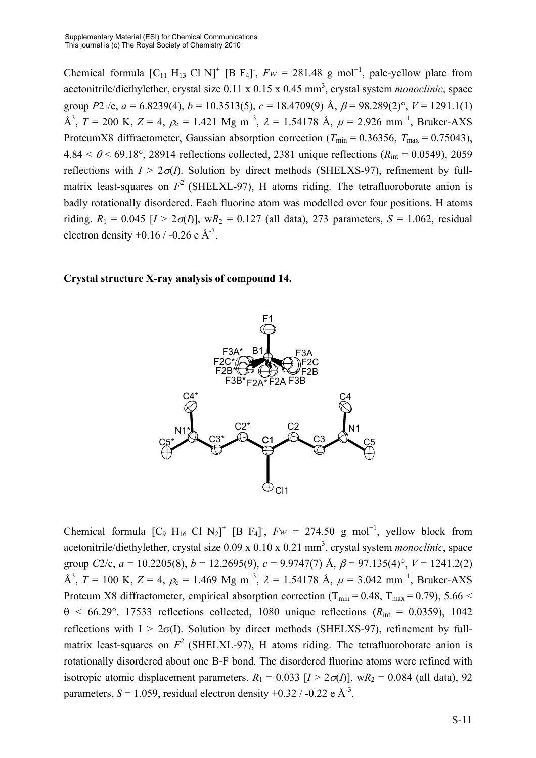Chemical formula $[C_{11} H_{13} Cl N]^+$ $[B F_4]^-$, $Fw$ = 281.48 g mol$^{-1}$, pale-yellow plate from acetonitrile/diethylether, crystal size 0.11 x 0.15 x 0.45 mm$^3$, crystal system *monoclinic*, space group $P2_1$/c, $a$ = 6.8239(4), $b$ = 10.3513(5), $c$ = 18.4709(9) Å, $\beta$ = 98.289(2)°, $V$ = 1291.1(1) Å$^3$, $T$ = 200 K, $Z$ = 4, $\rho_c$ = 1.421 Mg m$^{-3}$, $\lambda$ = 1.54178 Å, $\mu$ = 2.926 mm$^{-1}$, Bruker-AXS ProteumX8 diffractometer, Gaussian absorption correction ($T_{min}$ = 0.36356, $T_{max}$ = 0.75043), 4.84 < $\theta$ < 69.18°, 28914 reflections collected, 2381 unique reflections ($R_{int}$ = 0.0549), 2059 reflections with $I > 2\sigma(I)$. Solution by direct methods (SHELXS-97), refinement by full-matrix least-squares on $F^2$ (SHELXL-97), H atoms riding. The tetrafluoroborate anion is badly rotationally disordered. Each fluorine atom was modelled over four positions. H atoms riding. $R_1$ = 0.045 [$I > 2\sigma(I)$], w$R_2$ = 0.127 (all data), 273 parameters, $S$ = 1.062, residual electron density +0.16 / -0.26 e Å$^{-3}$.

**Crystal structure X-ray analysis of compound 14.**

Chemical formula $[C_9 H_{16} Cl N_2]^+$ $[B F_4]^-$, $Fw$ = 274.50 g mol$^{-1}$, yellow block from acetonitrile/diethylether, crystal size 0.09 x 0.10 x 0.21 mm$^3$, crystal system *monoclinic*, space group $C2$/c, $a$ = 10.2205(8), $b$ = 12.2695(9), $c$ = 9.9747(7) Å, $\beta$ = 97.135(4)°, $V$ = 1241.2(2) Å$^3$, $T$ = 100 K, $Z$ = 4, $\rho_c$ = 1.469 Mg m$^{-3}$, $\lambda$ = 1.54178 Å, $\mu$ = 3.042 mm$^{-1}$, Bruker-AXS Proteum X8 diffractometer, empirical absorption correction ($T_{min}$ = 0.48, $T_{max}$ = 0.79), 5.66 < $\theta$ < 66.29°, 17533 reflections collected, 1080 unique reflections ($R_{int}$ = 0.0359), 1042 reflections with $I > 2\sigma(I)$. Solution by direct methods (SHELXS-97), refinement by full-matrix least-squares on $F^2$ (SHELXL-97), H atoms riding. The tetrafluoroborate anion is rotationally disordered about one B-F bond. The disordered fluorine atoms were refined with isotropic atomic displacement parameters. $R_1$ = 0.033 [$I > 2\sigma(I)$], w$R_2$ = 0.084 (all data), 92 parameters, $S$ = 1.059, residual electron density +0.32 / -0.22 e Å$^{-3}$.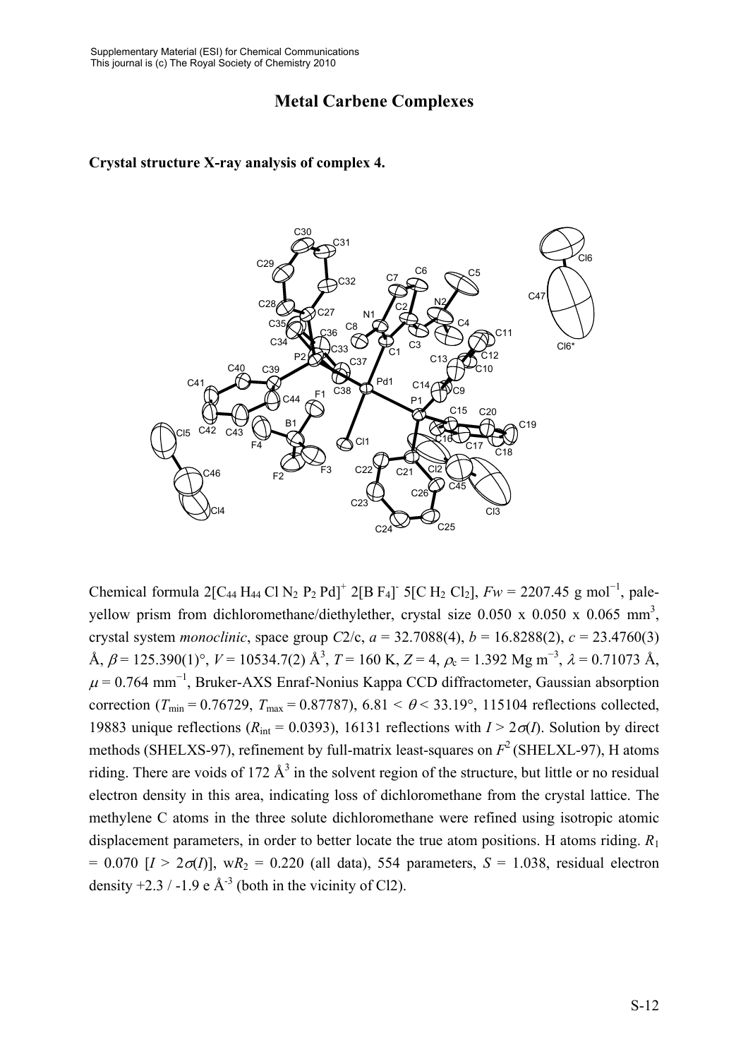# Metal Carbene Complexes

**Crystal structure X-ray analysis of complex 4.**

Chemical formula $2[C_{44}H_{44}ClN_2P_2Pd]^+$ $2[BF_4]^-$ $5[CH_2Cl_2]$, $Fw$ = 2207.45 g mol$^{-1}$, pale-yellow prism from dichloromethane/diethylether, crystal size 0.050 x 0.050 x 0.065 mm$^3$, crystal system *monoclinic*, space group *C*2/c, $a$ = 32.7088(4), $b$ = 16.8288(2), $c$ = 23.4760(3) Å, $\beta$ = 125.390(1)°, $V$ = 10534.7(2) Å$^3$, $T$ = 160 K, $Z$ = 4, $\rho_c$ = 1.392 Mg m$^{-3}$, $\lambda$ = 0.71073 Å, $\mu$ = 0.764 mm$^{-1}$, Bruker-AXS Enraf-Nonius Kappa CCD diffractometer, Gaussian absorption correction ($T_{min}$ = 0.76729, $T_{max}$ = 0.87787), 6.81 < $\theta$ < 33.19°, 115104 reflections collected, 19883 unique reflections ($R_{int}$ = 0.0393), 16131 reflections with $I > 2\sigma(I)$. Solution by direct methods (SHELXS-97), refinement by full-matrix least-squares on $F^2$ (SHELXL-97), H atoms riding. There are voids of 172 Å$^3$ in the solvent region of the structure, but little or no residual electron density in this area, indicating loss of dichloromethane from the crystal lattice. The methylene C atoms in the three solute dichloromethane were refined using isotropic atomic displacement parameters, in order to better locate the true atom positions. H atoms riding. $R_1$ = 0.070 [$I > 2\sigma(I)$], w$R_2$ = 0.220 (all data), 554 parameters, $S$ = 1.038, residual electron density +2.3 / -1.9 e Å$^{-3}$ (both in the vicinity of Cl2).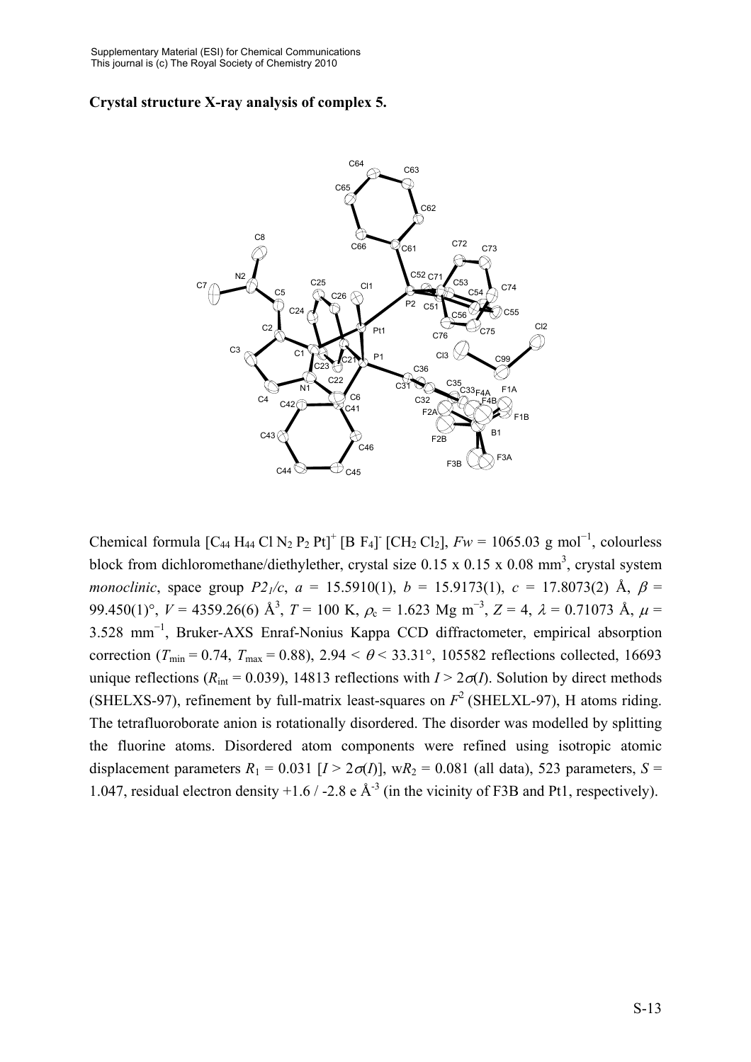**Crystal structure X-ray analysis of complex 5.**

Chemical formula $[C_{44}H_{44}ClN_2P_2Pt]^+$ $[BF_4]^-$ $[CH_2Cl_2]$, $Fw$ = 1065.03 g mol$^{-1}$, colourless block from dichloromethane/diethylether, crystal size 0.15 x 0.15 x 0.08 mm$^3$, crystal system *monoclinic*, space group $P2_1/c$, $a$ = 15.5910(1), $b$ = 15.9173(1), $c$ = 17.8073(2) Å, $\beta$ = 99.450(1)°, $V$ = 4359.26(6) Å$^3$, $T$ = 100 K, $\rho_c$ = 1.623 Mg m$^{-3}$, $Z$ = 4, $\lambda$ = 0.71073 Å, $\mu$ = 3.528 mm$^{-1}$, Bruker-AXS Enraf-Nonius Kappa CCD diffractometer, empirical absorption correction ($T_{\min}$ = 0.74, $T_{\max}$ = 0.88), 2.94 < $\theta$ < 33.31°, 105582 reflections collected, 16693 unique reflections ($R_{\text{int}}$ = 0.039), 14813 reflections with $I > 2\sigma(I)$. Solution by direct methods (SHELXS-97), refinement by full-matrix least-squares on $F^2$ (SHELXL-97), H atoms riding. The tetrafluoroborate anion is rotationally disordered. The disorder was modelled by splitting the fluorine atoms. Disordered atom components were refined using isotropic atomic displacement parameters $R_1$ = 0.031 [$I > 2\sigma(I)$], w$R_2$ = 0.081 (all data), 523 parameters, $S$ = 1.047, residual electron density +1.6 / -2.8 e Å$^{-3}$ (in the vicinity of F3B and Pt1, respectively).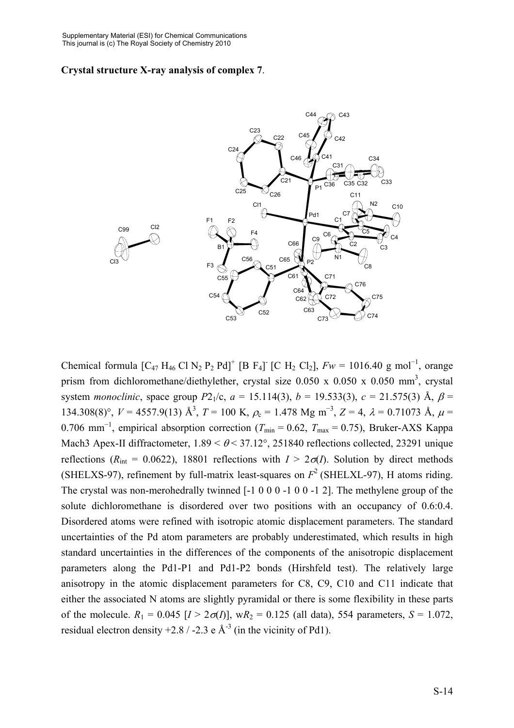**Crystal structure X-ray analysis of complex 7**.

Chemical formula $[C_{47}H_{46}ClN_2P_2Pd]^+$ $[BF_4]^-$ $[CH_2Cl_2]$, $Fw$ = 1016.40 g mol$^{-1}$, orange prism from dichloromethane/diethylether, crystal size 0.050 x 0.050 x 0.050 mm$^3$, crystal system *monoclinic*, space group $P2_1/c$, $a$ = 15.114(3), $b$ = 19.533(3), $c$ = 21.575(3) Å, $\beta$ = 134.308(8)°, $V$ = 4557.9(13) Å$^3$, $T$ = 100 K, $\rho_c$ = 1.478 Mg m$^{-3}$, $Z$ = 4, $\lambda$ = 0.71073 Å, $\mu$ = 0.706 mm$^{-1}$, empirical absorption correction ($T_{min}$ = 0.62, $T_{max}$ = 0.75), Bruker-AXS Kappa Mach3 Apex-II diffractometer, 1.89 < $\theta$ < 37.12°, 251840 reflections collected, 23291 unique reflections ($R_{int}$ = 0.0622), 18801 reflections with $I > 2\sigma(I)$. Solution by direct methods (SHELXS-97), refinement by full-matrix least-squares on $F^2$ (SHELXL-97), H atoms riding. The crystal was non-merohedrally twinned [-1 0 0 0 -1 0 0 -1 2]. The methylene group of the solute dichloromethane is disordered over two positions with an occupancy of 0.6:0.4. Disordered atoms were refined with isotropic atomic displacement parameters. The standard uncertainties of the Pd atom parameters are probably underestimated, which results in high standard uncertainties in the differences of the components of the anisotropic displacement parameters along the Pd1-P1 and Pd1-P2 bonds (Hirshfeld test). The relatively large anisotropy in the atomic displacement parameters for C8, C9, C10 and C11 indicate that either the associated N atoms are slightly pyramidal or there is some flexibility in these parts of the molecule. $R_1$ = 0.045 [$I > 2\sigma(I)$], w$R_2$ = 0.125 (all data), 554 parameters, $S$ = 1.072, residual electron density +2.8 / -2.3 e Å$^{-3}$ (in the vicinity of Pd1).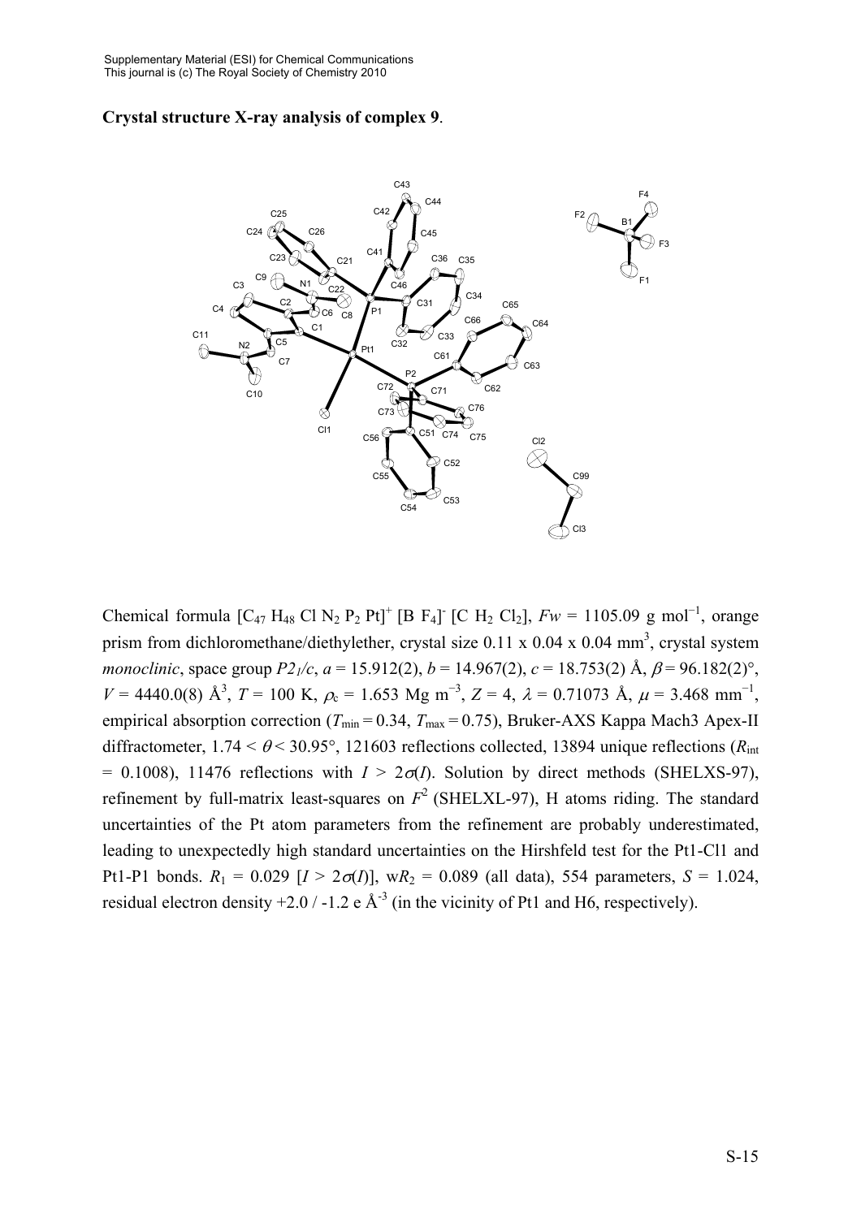**Crystal structure X-ray analysis of complex 9**.

Chemical formula $[C_{47}H_{48}ClN_2P_2Pt]^+$ $[BF_4]^-$ $[CH_2Cl_2]$, $Fw$ = 1105.09 g mol$^{-1}$, orange prism from dichloromethane/diethylether, crystal size 0.11 x 0.04 x 0.04 mm$^3$, crystal system *monoclinic*, space group $P2_1/c$, $a$ = 15.912(2), $b$ = 14.967(2), $c$ = 18.753(2) Å, $\beta$ = 96.182(2)°, $V$ = 4440.0(8) Å$^3$, $T$ = 100 K, $\rho_c$ = 1.653 Mg m$^{-3}$, $Z$ = 4, $\lambda$ = 0.71073 Å, $\mu$ = 3.468 mm$^{-1}$, empirical absorption correction ($T_{min}$ = 0.34, $T_{max}$ = 0.75), Bruker-AXS Kappa Mach3 Apex-II diffractometer, $1.74 < \theta < 30.95°$, 121603 reflections collected, 13894 unique reflections ($R_{int}$ = 0.1008), 11476 reflections with $I > 2\sigma(I)$. Solution by direct methods (SHELXS-97), refinement by full-matrix least-squares on $F^2$ (SHELXL-97), H atoms riding. The standard uncertainties of the Pt atom parameters from the refinement are probably underestimated, leading to unexpectedly high standard uncertainties on the Hirshfeld test for the Pt1-Cl1 and Pt1-P1 bonds. $R_1$ = 0.029 [$I > 2\sigma(I)$], w$R_2$ = 0.089 (all data), 554 parameters, $S$ = 1.024, residual electron density +2.0 / -1.2 e Å$^{-3}$ (in the vicinity of Pt1 and H6, respectively).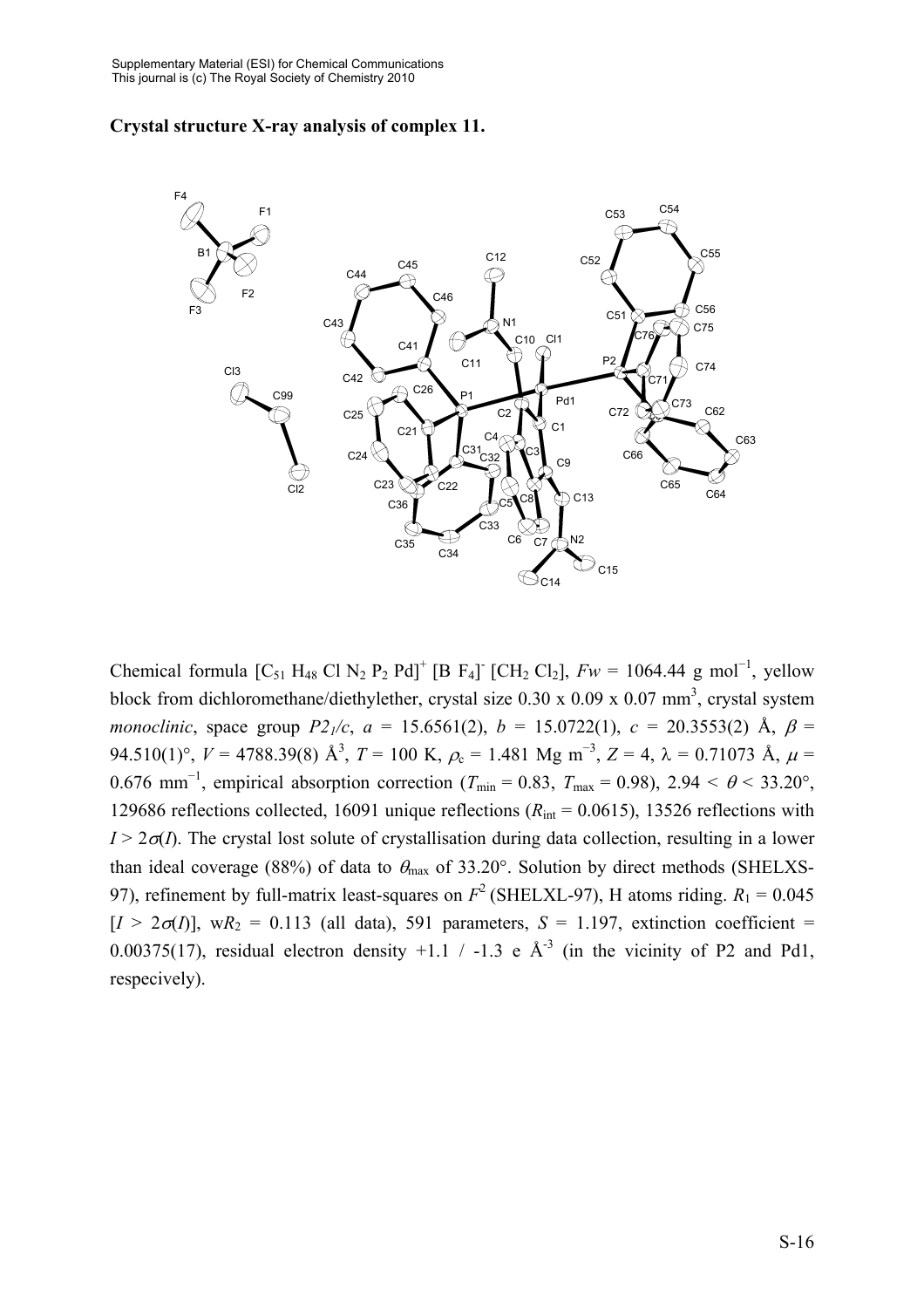**Crystal structure X-ray analysis of complex 11.**

Chemical formula $[C_{51} H_{48} Cl N_2 P_2 Pd]^+ [B F_4]^- [CH_2 Cl_2]$, $Fw$ = 1064.44 g mol$^{-1}$, yellow block from dichloromethane/diethylether, crystal size 0.30 x 0.09 x 0.07 mm$^3$, crystal system *monoclinic*, space group $P2_1/c$, $a$ = 15.6561(2), $b$ = 15.0722(1), $c$ = 20.3553(2) Å, $\beta$ = 94.510(1)°, $V$ = 4788.39(8) Å$^3$, $T$ = 100 K, $\rho_c$ = 1.481 Mg m$^{-3}$, $Z$ = 4, $\lambda$ = 0.71073 Å, $\mu$ = 0.676 mm$^{-1}$, empirical absorption correction ($T_{min}$ = 0.83, $T_{max}$ = 0.98), 2.94 < $\theta$ < 33.20°, 129686 reflections collected, 16091 unique reflections ($R_{int}$ = 0.0615), 13526 reflections with $I > 2\sigma(I)$. The crystal lost solute of crystallisation during data collection, resulting in a lower than ideal coverage (88%) of data to $\theta_{max}$ of 33.20°. Solution by direct methods (SHELXS-97), refinement by full-matrix least-squares on $F^2$ (SHELXL-97), H atoms riding. $R_1$ = 0.045 [$I > 2\sigma(I)$], w$R_2$ = 0.113 (all data), 591 parameters, $S$ = 1.197, extinction coefficient = 0.00375(17), residual electron density +1.1 / -1.3 e Å$^{-3}$ (in the vicinity of P2 and Pd1, respecively).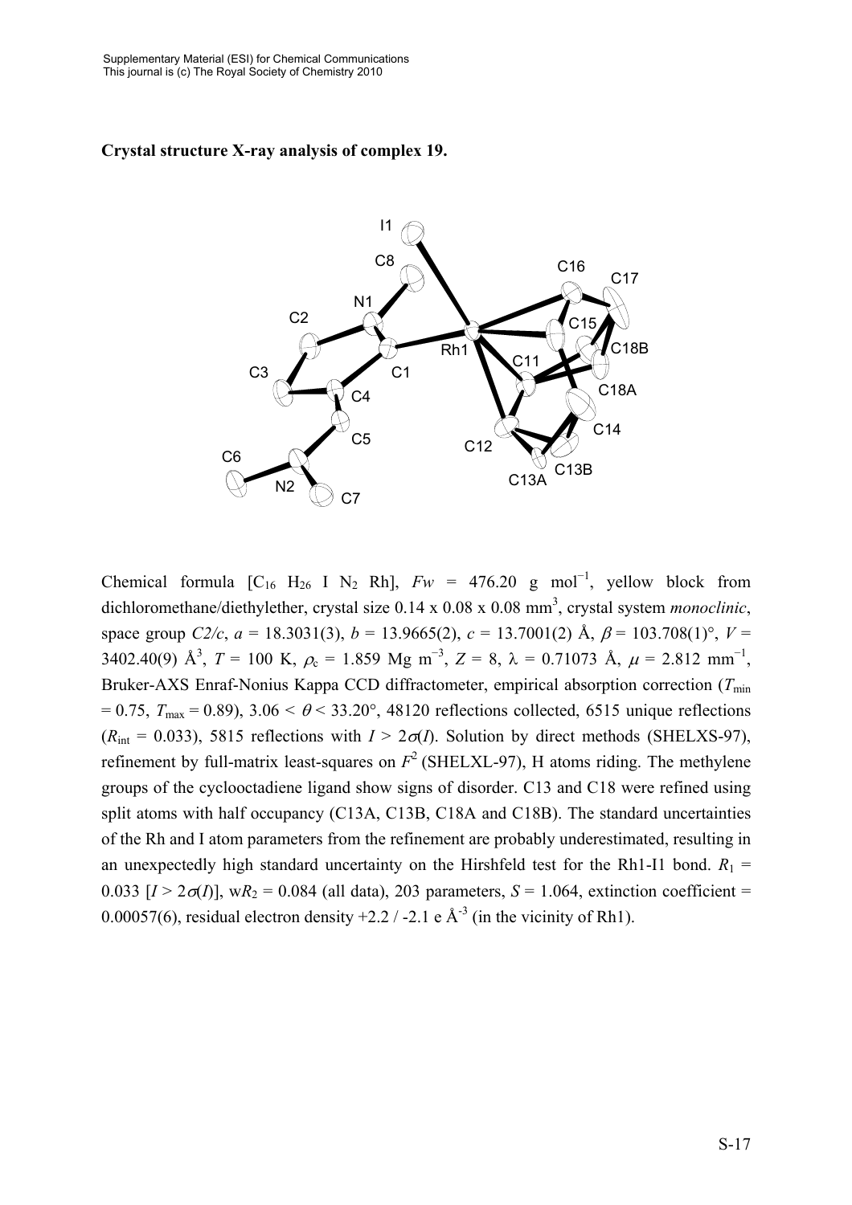**Crystal structure X-ray analysis of complex 19.**

I1

C8

C16

C17

N1

C2

C15

Rh1

C18B

C3

C1

C11

C4

C18A

C14

C5

C6

C12

C13B

N2

C13A

C7

Chemical formula [$C_{16}$ $H_{26}$ I $N_2$ Rh], $Fw$ = 476.20 g $mol^{-1}$, yellow block from dichloromethane/diethylether, crystal size 0.14 x 0.08 x 0.08 $mm^3$, crystal system *monoclinic*, space group *C2/c*, $a$ = 18.3031(3), $b$ = 13.9665(2), $c$ = 13.7001(2) Å, $\beta$ = 103.708(1)°, $V$ = 3402.40(9) $Å^3$, $T$ = 100 K, $\rho_c$ = 1.859 Mg $m^{-3}$, $Z$ = 8, $\lambda$ = 0.71073 Å, $\mu$ = 2.812 $mm^{-1}$, Bruker-AXS Enraf-Nonius Kappa CCD diffractometer, empirical absorption correction ($T_{min}$ = 0.75, $T_{max}$ = 0.89), 3.06 < $\theta$ < 33.20°, 48120 reflections collected, 6515 unique reflections ($R_{int}$ = 0.033), 5815 reflections with $I > 2\sigma(I)$. Solution by direct methods (SHELXS-97), refinement by full-matrix least-squares on $F^2$ (SHELXL-97), H atoms riding. The methylene groups of the cyclooctadiene ligand show signs of disorder. C13 and C18 were refined using split atoms with half occupancy (C13A, C13B, C18A and C18B). The standard uncertainties of the Rh and I atom parameters from the refinement are probably underestimated, resulting in an unexpectedly high standard uncertainty on the Hirshfeld test for the Rh1-I1 bond. $R_1$ = 0.033 [$I > 2\sigma(I)$], w$R_2$ = 0.084 (all data), 203 parameters, $S$ = 1.064, extinction coefficient = 0.00057(6), residual electron density +2.2 / -2.1 e $Å^{-3}$ (in the vicinity of Rh1).